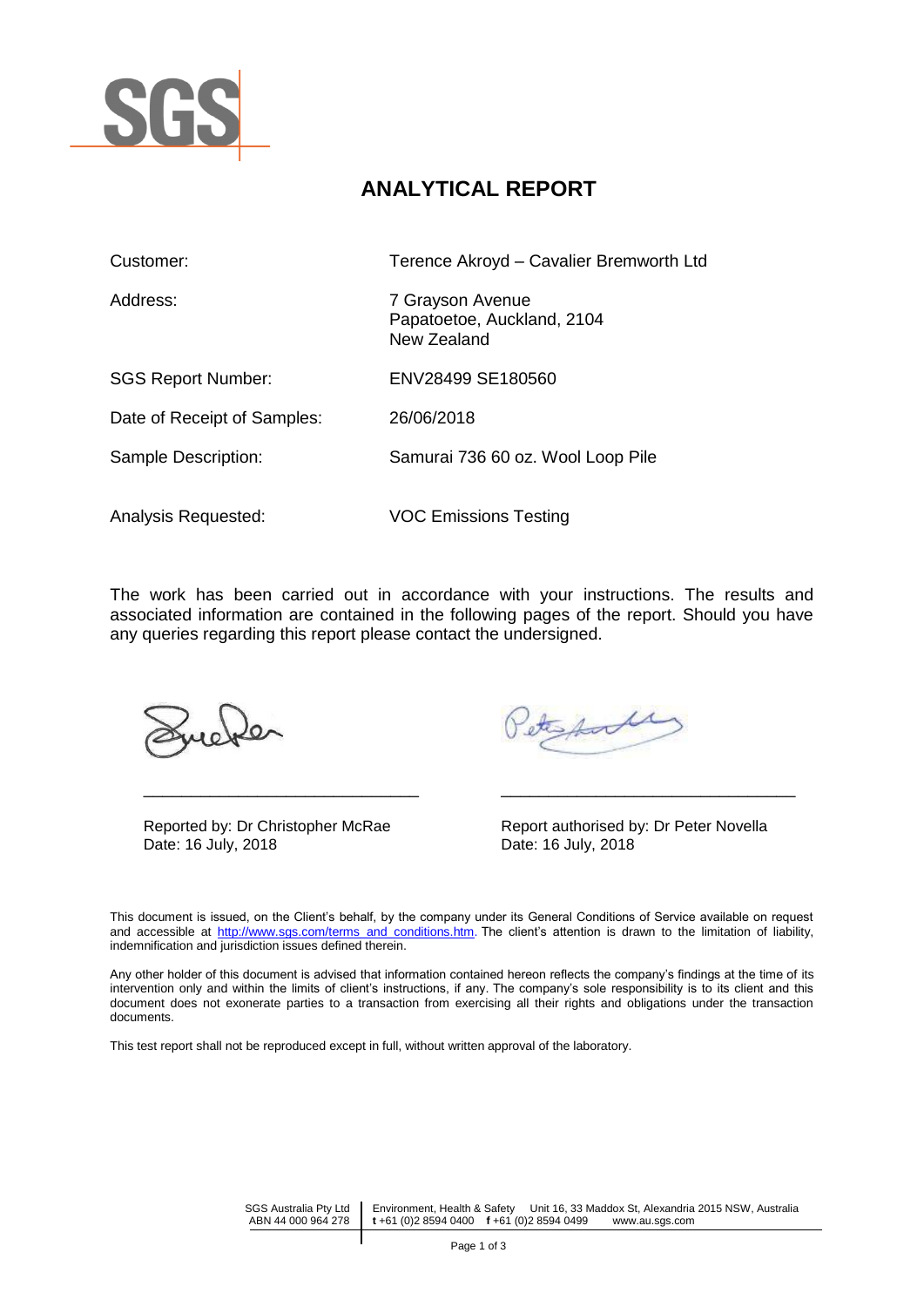SGS

# ANALYTICAL REPORT

| | |
|---|---|
| Customer: | Terence Akroyd – Cavalier Bremworth Ltd |
| Address: | 7 Grayson Avenue<br>Papatoetoe, Auckland, 2104<br>New Zealand |
| SGS Report Number: | ENV28499 SE180560 |
| Date of Receipt of Samples: | 26/06/2018 |
| Sample Description: | Samurai 736 60 oz. Wool Loop Pile |
| Analysis Requested: | VOC Emissions Testing |

The work has been carried out in accordance with your instructions. The results and associated information are contained in the following pages of the report. Should you have any queries regarding this report please contact the undersigned.

Reported by: Dr Christopher McRae
Date: 16 July, 2018

Report authorised by: Dr Peter Novella
Date: 16 July, 2018

This document is issued, on the Client's behalf, by the company under its General Conditions of Service available on request and accessible at http://www.sgs.com/terms_and_conditions.htm. The client's attention is drawn to the limitation of liability, indemnification and jurisdiction issues defined therein.

Any other holder of this document is advised that information contained hereon reflects the company's findings at the time of its intervention only and within the limits of client's instructions, if any. The company's sole responsibility is to its client and this document does not exonerate parties to a transaction from exercising all their rights and obligations under the transaction documents.

This test report shall not be reproduced except in full, without written approval of the laboratory.

SGS Australia Pty Ltd ABN 44 000 964 278 | Environment, Health & Safety Unit 16, 33 Maddox St, Alexandria 2015 NSW, Australia t +61 (0)2 8594 0400 f +61 (0)2 8594 0499 www.au.sgs.com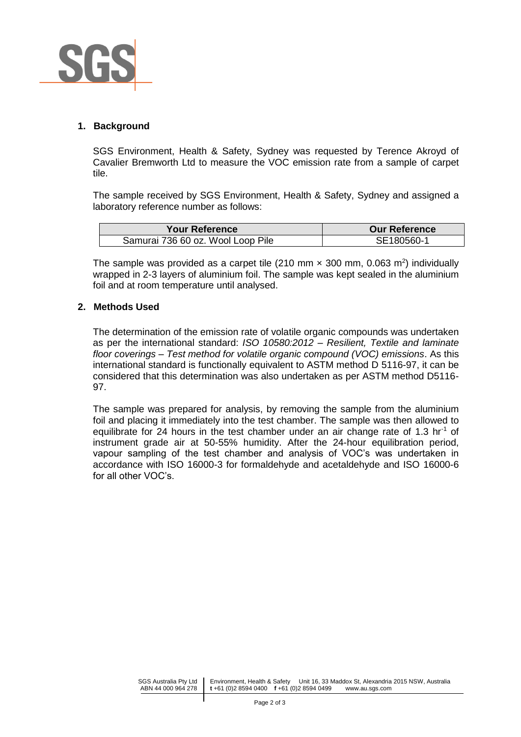## 1. Background

SGS Environment, Health & Safety, Sydney was requested by Terence Akroyd of Cavalier Bremworth Ltd to measure the VOC emission rate from a sample of carpet tile.

The sample received by SGS Environment, Health & Safety, Sydney and assigned a laboratory reference number as follows:

| Your Reference | Our Reference |
|---|---|
| Samurai 736 60 oz. Wool Loop Pile | SE180560-1 |

The sample was provided as a carpet tile (210 mm × 300 mm, 0.063 $m^2$) individually wrapped in 2-3 layers of aluminium foil. The sample was kept sealed in the aluminium foil and at room temperature until analysed.

## 2. Methods Used

The determination of the emission rate of volatile organic compounds was undertaken as per the international standard: *ISO 10580:2012 – Resilient, Textile and laminate floor coverings – Test method for volatile organic compound (VOC) emissions*. As this international standard is functionally equivalent to ASTM method D 5116-97, it can be considered that this determination was also undertaken as per ASTM method D5116-97.

The sample was prepared for analysis, by removing the sample from the aluminium foil and placing it immediately into the test chamber. The sample was then allowed to equilibrate for 24 hours in the test chamber under an air change rate of 1.3 $hr^{-1}$ of instrument grade air at 50-55% humidity. After the 24-hour equilibration period, vapour sampling of the test chamber and analysis of VOC's was undertaken in accordance with ISO 16000-3 for formaldehyde and acetaldehyde and ISO 16000-6 for all other VOC's.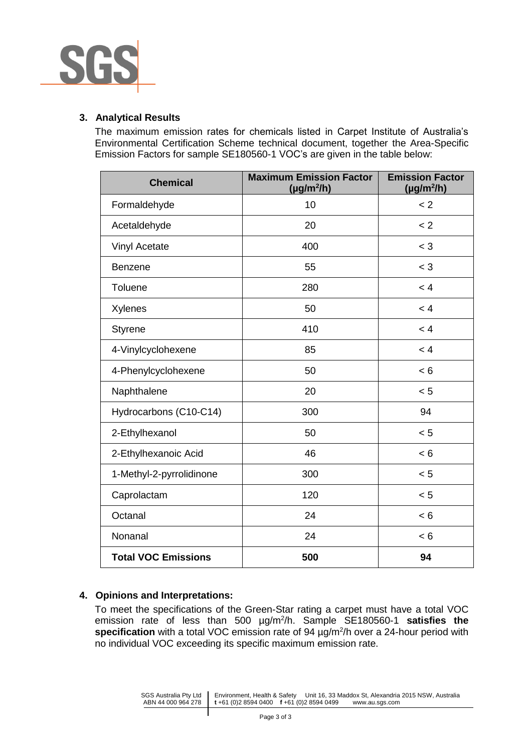## 3. Analytical Results

The maximum emission rates for chemicals listed in Carpet Institute of Australia's Environmental Certification Scheme technical document, together the Area-Specific Emission Factors for sample SE180560-1 VOC's are given in the table below:

| Chemical | Maximum Emission Factor ($\mu g/m^2/h$) | Emission Factor ($\mu g/m^2/h$) |
|---|---|---|
| Formaldehyde | 10 | < 2 |
| Acetaldehyde | 20 | < 2 |
| Vinyl Acetate | 400 | < 3 |
| Benzene | 55 | < 3 |
| Toluene | 280 | < 4 |
| Xylenes | 50 | < 4 |
| Styrene | 410 | < 4 |
| 4-Vinylcyclohexene | 85 | < 4 |
| 4-Phenylcyclohexene | 50 | < 6 |
| Naphthalene | 20 | < 5 |
| Hydrocarbons (C10-C14) | 300 | 94 |
| 2-Ethylhexanol | 50 | < 5 |
| 2-Ethylhexanoic Acid | 46 | < 6 |
| 1-Methyl-2-pyrrolidinone | 300 | < 5 |
| Caprolactam | 120 | < 5 |
| Octanal | 24 | < 6 |
| Nonanal | 24 | < 6 |
| **Total VOC Emissions** | **500** | **94** |

## 4. Opinions and Interpretations:

To meet the specifications of the Green-Star rating a carpet must have a total VOC emission rate of less than 500 $\mu g/m^2/h$. Sample SE180560-1 **satisfies the specification** with a total VOC emission rate of 94 $\mu g/m^2/h$ over a 24-hour period with no individual VOC exceeding its specific maximum emission rate.